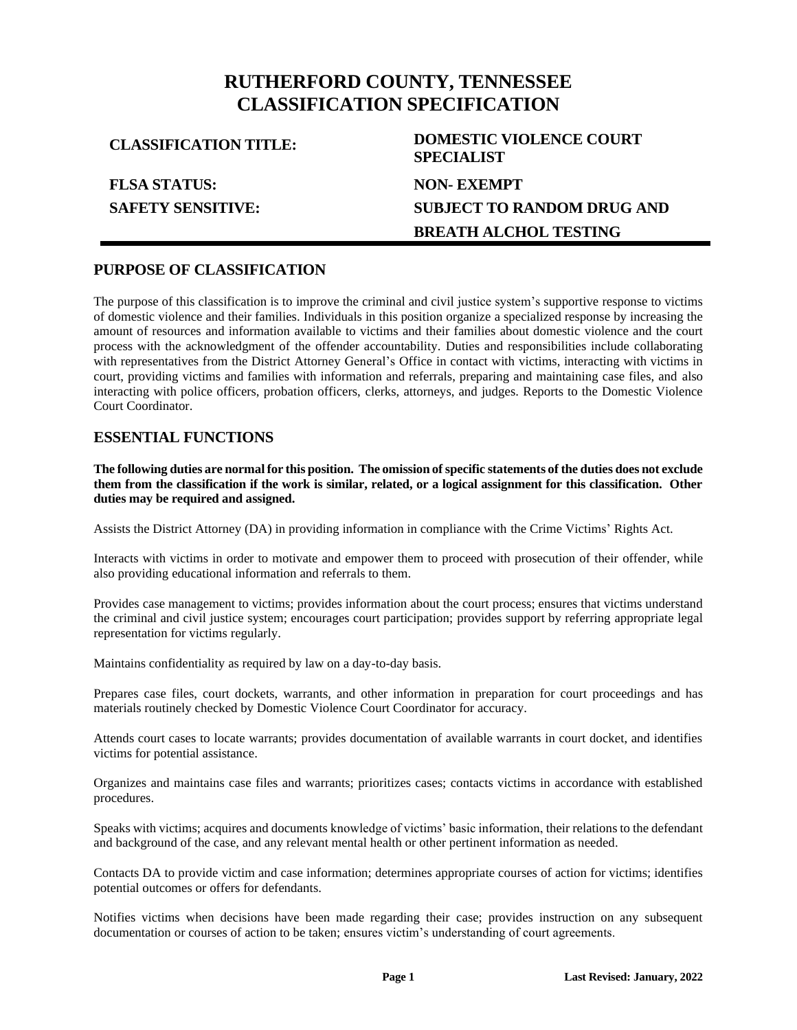# RUTHERFORD COUNTY, TENNESSEE
# CLASSIFICATION SPECIFICATION

| | |
|---|---|
| **CLASSIFICATION TITLE:** | **DOMESTIC VIOLENCE COURT SPECIALIST** |
| **FLSA STATUS:** | **NON- EXEMPT** |
| **SAFETY SENSITIVE:** | **SUBJECT TO RANDOM DRUG AND BREATH ALCHOL TESTING** |

## PURPOSE OF CLASSIFICATION

The purpose of this classification is to improve the criminal and civil justice system's supportive response to victims of domestic violence and their families. Individuals in this position organize a specialized response by increasing the amount of resources and information available to victims and their families about domestic violence and the court process with the acknowledgment of the offender accountability. Duties and responsibilities include collaborating with representatives from the District Attorney General's Office in contact with victims, interacting with victims in court, providing victims and families with information and referrals, preparing and maintaining case files, and also interacting with police officers, probation officers, clerks, attorneys, and judges. Reports to the Domestic Violence Court Coordinator.

## ESSENTIAL FUNCTIONS

**The following duties are normal for this position. The omission of specific statements of the duties does not exclude them from the classification if the work is similar, related, or a logical assignment for this classification. Other duties may be required and assigned.**

Assists the District Attorney (DA) in providing information in compliance with the Crime Victims' Rights Act.

Interacts with victims in order to motivate and empower them to proceed with prosecution of their offender, while also providing educational information and referrals to them.

Provides case management to victims; provides information about the court process; ensures that victims understand the criminal and civil justice system; encourages court participation; provides support by referring appropriate legal representation for victims regularly.

Maintains confidentiality as required by law on a day-to-day basis.

Prepares case files, court dockets, warrants, and other information in preparation for court proceedings and has materials routinely checked by Domestic Violence Court Coordinator for accuracy.

Attends court cases to locate warrants; provides documentation of available warrants in court docket, and identifies victims for potential assistance.

Organizes and maintains case files and warrants; prioritizes cases; contacts victims in accordance with established procedures.

Speaks with victims; acquires and documents knowledge of victims' basic information, their relations to the defendant and background of the case, and any relevant mental health or other pertinent information as needed.

Contacts DA to provide victim and case information; determines appropriate courses of action for victims; identifies potential outcomes or offers for defendants.

Notifies victims when decisions have been made regarding their case; provides instruction on any subsequent documentation or courses of action to be taken; ensures victim's understanding of court agreements.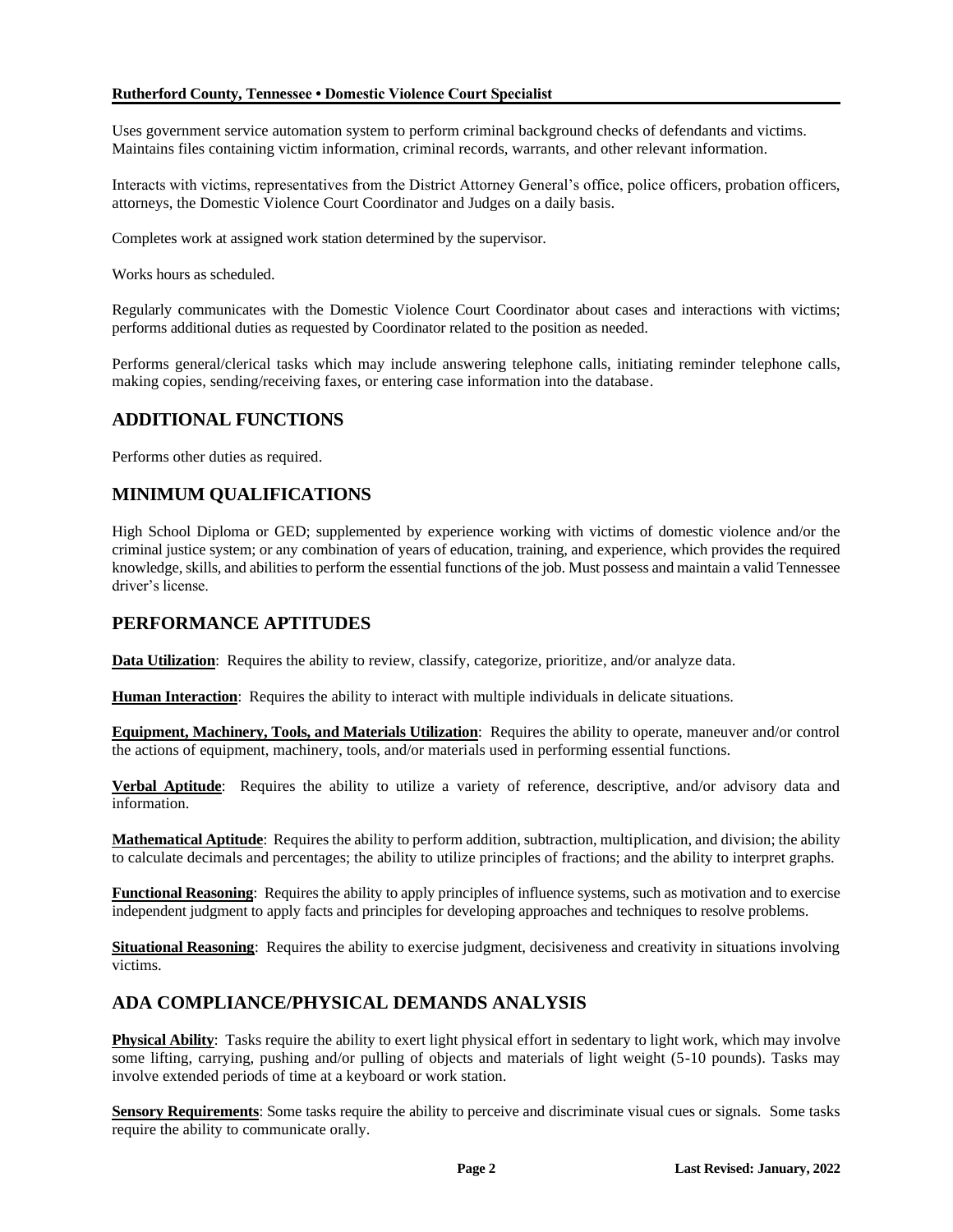Uses government service automation system to perform criminal background checks of defendants and victims. Maintains files containing victim information, criminal records, warrants, and other relevant information.

Interacts with victims, representatives from the District Attorney General's office, police officers, probation officers, attorneys, the Domestic Violence Court Coordinator and Judges on a daily basis.

Completes work at assigned work station determined by the supervisor.

Works hours as scheduled.

Regularly communicates with the Domestic Violence Court Coordinator about cases and interactions with victims; performs additional duties as requested by Coordinator related to the position as needed.

Performs general/clerical tasks which may include answering telephone calls, initiating reminder telephone calls, making copies, sending/receiving faxes, or entering case information into the database.

## ADDITIONAL FUNCTIONS

Performs other duties as required.

## MINIMUM QUALIFICATIONS

High School Diploma or GED; supplemented by experience working with victims of domestic violence and/or the criminal justice system; or any combination of years of education, training, and experience, which provides the required knowledge, skills, and abilities to perform the essential functions of the job. Must possess and maintain a valid Tennessee driver's license.

## PERFORMANCE APTITUDES

**Data Utilization**: Requires the ability to review, classify, categorize, prioritize, and/or analyze data.

**Human Interaction**: Requires the ability to interact with multiple individuals in delicate situations.

**Equipment, Machinery, Tools, and Materials Utilization**: Requires the ability to operate, maneuver and/or control the actions of equipment, machinery, tools, and/or materials used in performing essential functions.

**Verbal Aptitude**: Requires the ability to utilize a variety of reference, descriptive, and/or advisory data and information.

**Mathematical Aptitude**: Requires the ability to perform addition, subtraction, multiplication, and division; the ability to calculate decimals and percentages; the ability to utilize principles of fractions; and the ability to interpret graphs.

**Functional Reasoning**: Requires the ability to apply principles of influence systems, such as motivation and to exercise independent judgment to apply facts and principles for developing approaches and techniques to resolve problems.

**Situational Reasoning**: Requires the ability to exercise judgment, decisiveness and creativity in situations involving victims.

## ADA COMPLIANCE/PHYSICAL DEMANDS ANALYSIS

**Physical Ability**: Tasks require the ability to exert light physical effort in sedentary to light work, which may involve some lifting, carrying, pushing and/or pulling of objects and materials of light weight (5-10 pounds). Tasks may involve extended periods of time at a keyboard or work station.

**Sensory Requirements**: Some tasks require the ability to perceive and discriminate visual cues or signals. Some tasks require the ability to communicate orally.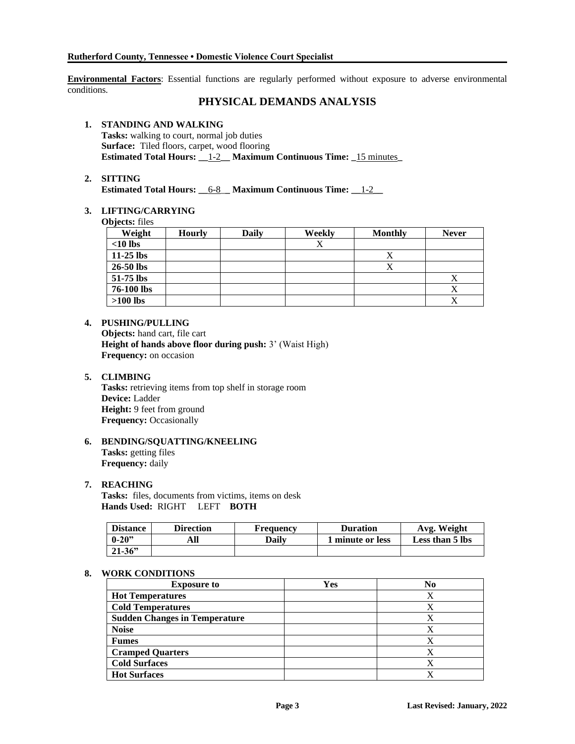**Environmental Factors**: Essential functions are regularly performed without exposure to adverse environmental conditions.

## PHYSICAL DEMANDS ANALYSIS

1. **STANDING AND WALKING**
   **Tasks:** walking to court, normal job duties
   **Surface:** Tiled floors, carpet, wood flooring
   **Estimated Total Hours:** __1-2__ **Maximum Continuous Time:** _15 minutes_

2. **SITTING**
   **Estimated Total Hours:** __6-8__ **Maximum Continuous Time:** __1-2__

3. **LIFTING/CARRYING**
   **Objects:** files

| Weight | Hourly | Daily | Weekly | Monthly | Never |
|---|---|---|---|---|---|
| **<10 lbs** | | | X | | |
| **11-25 lbs** | | | | X | |
| **26-50 lbs** | | | | X | |
| **51-75 lbs** | | | | | X |
| **76-100 lbs** | | | | | X |
| **>100 lbs** | | | | | X |

4. **PUSHING/PULLING**
   **Objects:** hand cart, file cart
   **Height of hands above floor during push:** 3' (Waist High)
   **Frequency:** on occasion

5. **CLIMBING**
   **Tasks:** retrieving items from top shelf in storage room
   **Device:** Ladder
   **Height:** 9 feet from ground
   **Frequency:** Occasionally

6. **BENDING/SQUATTING/KNEELING**
   **Tasks:** getting files
   **Frequency:** daily

7. **REACHING**
   **Tasks:** files, documents from victims, items on desk
   **Hands Used:** RIGHT LEFT **BOTH**

| Distance | Direction | Frequency | Duration | Avg. Weight |
|---|---|---|---|---|
| **0-20"** | **All** | **Daily** | **1 minute or less** | **Less than 5 lbs** |
| **21-36"** | | | | |

8. **WORK CONDITIONS**

| Exposure to | Yes | No |
|---|---|---|
| **Hot Temperatures** | | X |
| **Cold Temperatures** | | X |
| **Sudden Changes in Temperature** | | X |
| **Noise** | | X |
| **Fumes** | | X |
| **Cramped Quarters** | | X |
| **Cold Surfaces** | | X |
| **Hot Surfaces** | | X |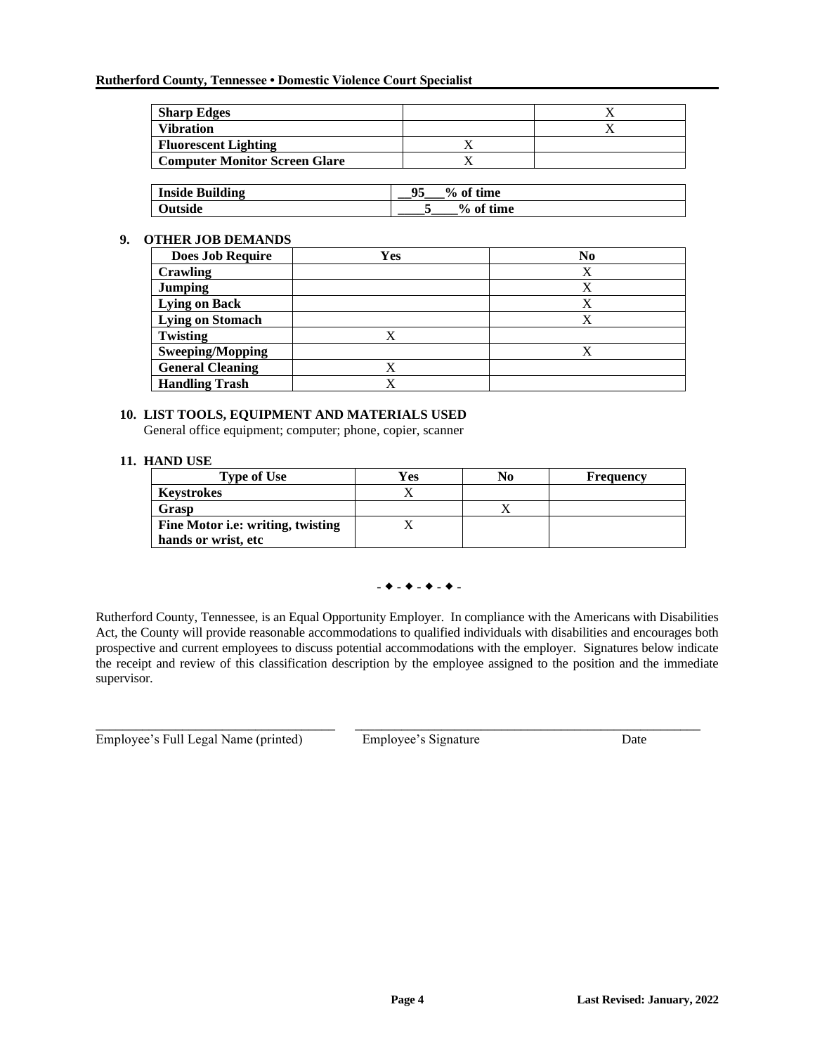| | | |
|---|---|---|
| **Sharp Edges** | | X |
| **Vibration** | | X |
| **Fluorescent Lighting** | X | |
| **Computer Monitor Screen Glare** | X | |

| | |
|---|---|
| **Inside Building** | **__95___% of time** |
| **Outside** | **____5____% of time** |

**9. OTHER JOB DEMANDS**

| Does Job Require | Yes | No |
|---|---|---|
| **Crawling** | | X |
| **Jumping** | | X |
| **Lying on Back** | | X |
| **Lying on Stomach** | | X |
| **Twisting** | X | |
| **Sweeping/Mopping** | | X |
| **General Cleaning** | X | |
| **Handling Trash** | X | |

**10. LIST TOOLS, EQUIPMENT AND MATERIALS USED**

General office equipment; computer; phone, copier, scanner

**11. HAND USE**

| Type of Use | Yes | No | Frequency |
|---|---|---|---|
| **Keystrokes** | X | | |
| **Grasp** | | X | |
| **Fine Motor i.e: writing, twisting hands or wrist, etc** | X | | |

- ◆ - ◆ - ◆ - ◆ -

Rutherford County, Tennessee, is an Equal Opportunity Employer. In compliance with the Americans with Disabilities Act, the County will provide reasonable accommodations to qualified individuals with disabilities and encourages both prospective and current employees to discuss potential accommodations with the employer. Signatures below indicate the receipt and review of this classification description by the employee assigned to the position and the immediate supervisor.

_____________________________________ _____________________________________________________

Employee's Full Legal Name (printed) Employee's Signature Date